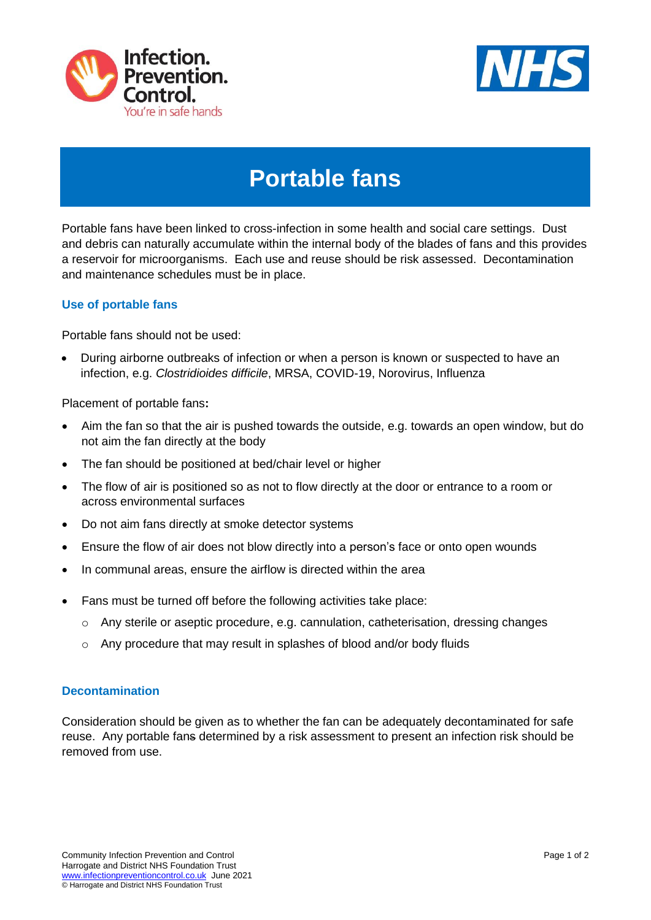# Portable fans

Portable fans have been linked to cross-infection in some health and social care settings. Dust and debris can naturally accumulate within the internal body of the blades of fans and this provides a reservoir for microorganisms. Each use and reuse should be risk assessed. Decontamination and maintenance schedules must be in place.

## Use of portable fans

Portable fans should not be used:

- During airborne outbreaks of infection or when a person is known or suspected to have an infection, e.g. *Clostridioides difficile*, MRSA, COVID-19, Norovirus, Influenza

Placement of portable fans**:**

- Aim the fan so that the air is pushed towards the outside, e.g. towards an open window, but do not aim the fan directly at the body
- The fan should be positioned at bed/chair level or higher
- The flow of air is positioned so as not to flow directly at the door or entrance to a room or across environmental surfaces
- Do not aim fans directly at smoke detector systems
- Ensure the flow of air does not blow directly into a person's face or onto open wounds
- In communal areas, ensure the airflow is directed within the area
- Fans must be turned off before the following activities take place:
  - Any sterile or aseptic procedure, e.g. cannulation, catheterisation, dressing changes
  - Any procedure that may result in splashes of blood and/or body fluids

## Decontamination

Consideration should be given as to whether the fan can be adequately decontaminated for safe reuse. Any portable fans determined by a risk assessment to present an infection risk should be removed from use.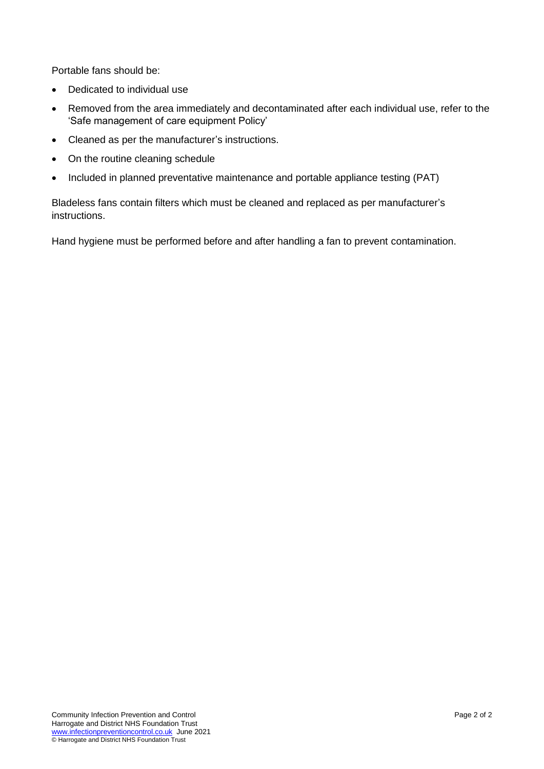Portable fans should be:

- Dedicated to individual use
- Removed from the area immediately and decontaminated after each individual use, refer to the 'Safe management of care equipment Policy'
- Cleaned as per the manufacturer's instructions.
- On the routine cleaning schedule
- Included in planned preventative maintenance and portable appliance testing (PAT)

Bladeless fans contain filters which must be cleaned and replaced as per manufacturer's instructions.

Hand hygiene must be performed before and after handling a fan to prevent contamination.